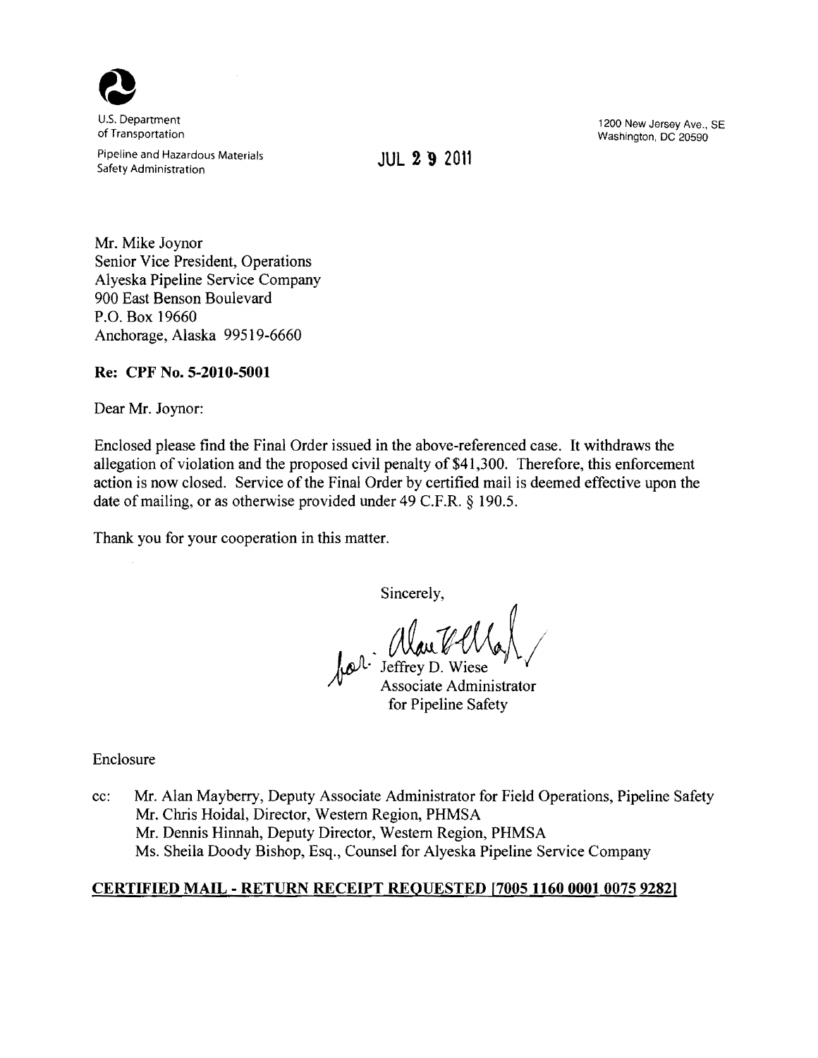U.S. Department of Transportation

Pipeline and Hazardous Materials Safety Administration

1200 New Jersey Ave., SE
Washington, DC 20590

JUL 29 2011

Mr. Mike Joynor
Senior Vice President, Operations
Alyeska Pipeline Service Company
900 East Benson Boulevard
P.O. Box 19660
Anchorage, Alaska 99519-6660

**Re: CPF No. 5-2010-5001**

Dear Mr. Joynor:

Enclosed please find the Final Order issued in the above-referenced case. It withdraws the allegation of violation and the proposed civil penalty of $41,300. Therefore, this enforcement action is now closed. Service of the Final Order by certified mail is deemed effective upon the date of mailing, or as otherwise provided under 49 C.F.R. § 190.5.

Thank you for your cooperation in this matter.

Sincerely,

for: Jeffrey D. Wiese
Associate Administrator
for Pipeline Safety

Enclosure

cc: Mr. Alan Mayberry, Deputy Associate Administrator for Field Operations, Pipeline Safety
Mr. Chris Hoidal, Director, Western Region, PHMSA
Mr. Dennis Hinnah, Deputy Director, Western Region, PHMSA
Ms. Sheila Doody Bishop, Esq., Counsel for Alyeska Pipeline Service Company

**CERTIFIED MAIL - RETURN RECEIPT REQUESTED [7005 1160 0001 0075 9282]**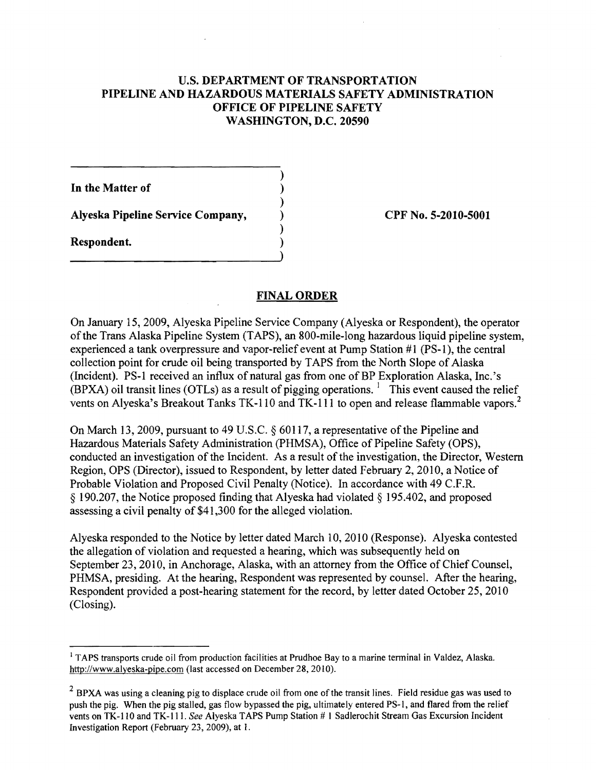**U.S. DEPARTMENT OF TRANSPORTATION**
**PIPELINE AND HAZARDOUS MATERIALS SAFETY ADMINISTRATION**
**OFFICE OF PIPELINE SAFETY**
**WASHINGTON, D.C. 20590**

| | |
|---|---|
| **In the Matter of** | |
| **Alyeska Pipeline Service Company,** | **CPF No. 5-2010-5001** |
| **Respondent.** | |

## FINAL ORDER

On January 15, 2009, Alyeska Pipeline Service Company (Alyeska or Respondent), the operator of the Trans Alaska Pipeline System (TAPS), an 800-mile-long hazardous liquid pipeline system, experienced a tank overpressure and vapor-relief event at Pump Station #1 (PS-1), the central collection point for crude oil being transported by TAPS from the North Slope of Alaska (Incident). PS-1 received an influx of natural gas from one of BP Exploration Alaska, Inc.'s (BPXA) oil transit lines (OTLs) as a result of pigging operations. [1] This event caused the relief vents on Alyeska's Breakout Tanks TK-110 and TK-111 to open and release flammable vapors.[2]

On March 13, 2009, pursuant to 49 U.S.C. § 60117, a representative of the Pipeline and Hazardous Materials Safety Administration (PHMSA), Office of Pipeline Safety (OPS), conducted an investigation of the Incident. As a result of the investigation, the Director, Western Region, OPS (Director), issued to Respondent, by letter dated February 2, 2010, a Notice of Probable Violation and Proposed Civil Penalty (Notice). In accordance with 49 C.F.R. § 190.207, the Notice proposed finding that Alyeska had violated § 195.402, and proposed assessing a civil penalty of $41,300 for the alleged violation.

Alyeska responded to the Notice by letter dated March 10, 2010 (Response). Alyeska contested the allegation of violation and requested a hearing, which was subsequently held on September 23, 2010, in Anchorage, Alaska, with an attorney from the Office of Chief Counsel, PHMSA, presiding. At the hearing, Respondent was represented by counsel. After the hearing, Respondent provided a post-hearing statement for the record, by letter dated October 25, 2010 (Closing).

---

[1] TAPS transports crude oil from production facilities at Prudhoe Bay to a marine terminal in Valdez, Alaska. http://www.alyeska-pipe.com (last accessed on December 28, 2010).

[2] BPXA was using a cleaning pig to displace crude oil from one of the transit lines. Field residue gas was used to push the pig. When the pig stalled, gas flow bypassed the pig, ultimately entered PS-1, and flared from the relief vents on TK-110 and TK-111. *See* Alyeska TAPS Pump Station # 1 Sadlerochit Stream Gas Excursion Incident Investigation Report (February 23, 2009), at 1.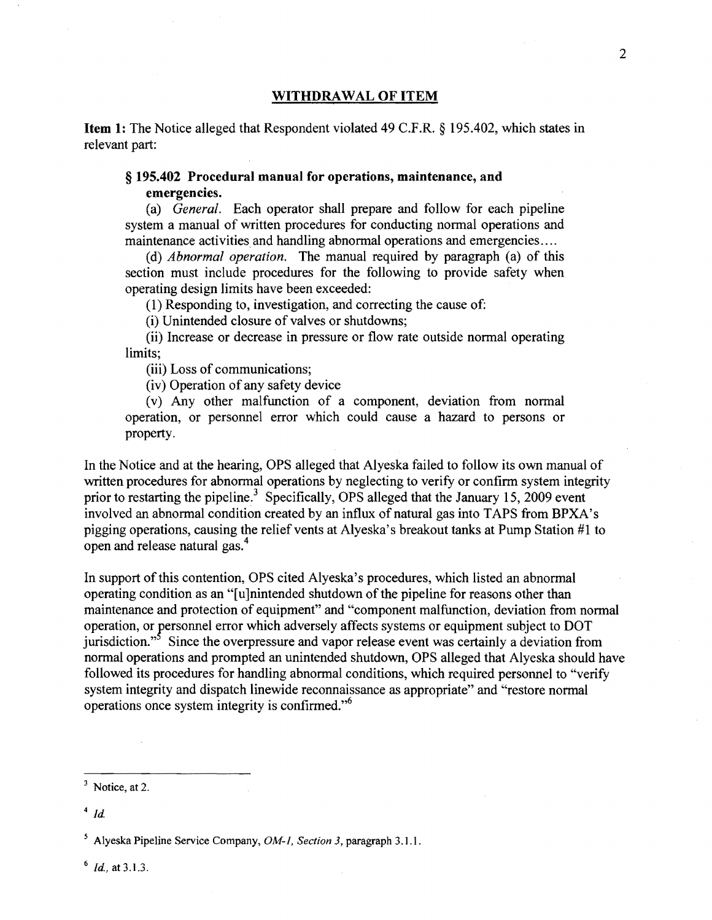## WITHDRAWAL OF ITEM

**Item 1:** The Notice alleged that Respondent violated 49 C.F.R. § 195.402, which states in relevant part:

> **§ 195.402 Procedural manual for operations, maintenance, and emergencies.**
>
> (a) *General.* Each operator shall prepare and follow for each pipeline system a manual of written procedures for conducting normal operations and maintenance activities and handling abnormal operations and emergencies....
>
> (d) *Abnormal operation.* The manual required by paragraph (a) of this section must include procedures for the following to provide safety when operating design limits have been exceeded:
>
> (1) Responding to, investigation, and correcting the cause of:
>
> (i) Unintended closure of valves or shutdowns;
>
> (ii) Increase or decrease in pressure or flow rate outside normal operating limits;
>
> (iii) Loss of communications;
>
> (iv) Operation of any safety device
>
> (v) Any other malfunction of a component, deviation from normal operation, or personnel error which could cause a hazard to persons or property.

In the Notice and at the hearing, OPS alleged that Alyeska failed to follow its own manual of written procedures for abnormal operations by neglecting to verify or confirm system integrity prior to restarting the pipeline.[3] Specifically, OPS alleged that the January 15, 2009 event involved an abnormal condition created by an influx of natural gas into TAPS from BPXA's pigging operations, causing the relief vents at Alyeska's breakout tanks at Pump Station #1 to open and release natural gas.[4]

In support of this contention, OPS cited Alyeska's procedures, which listed an abnormal operating condition as an "[u]nintended shutdown of the pipeline for reasons other than maintenance and protection of equipment" and "component malfunction, deviation from normal operation, or personnel error which adversely affects systems or equipment subject to DOT jurisdiction."[5] Since the overpressure and vapor release event was certainly a deviation from normal operations and prompted an unintended shutdown, OPS alleged that Alyeska should have followed its procedures for handling abnormal conditions, which required personnel to "verify system integrity and dispatch linewide reconnaissance as appropriate" and "restore normal operations once system integrity is confirmed."[6]

---

[3] Notice, at 2.

[4] *Id.*

[5] Alyeska Pipeline Service Company, *OM-1, Section 3*, paragraph 3.1.1.

[6] *Id.*, at 3.1.3.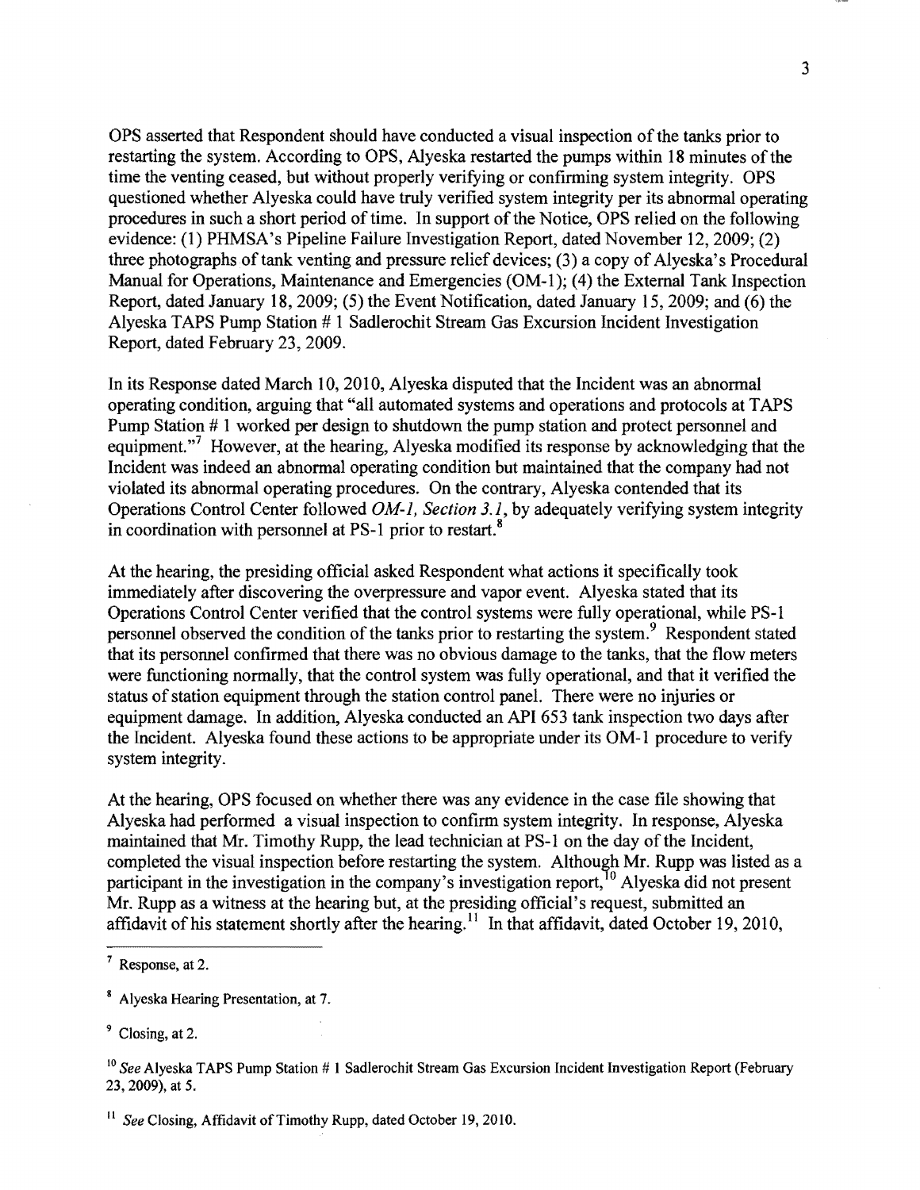OPS asserted that Respondent should have conducted a visual inspection of the tanks prior to restarting the system. According to OPS, Alyeska restarted the pumps within 18 minutes of the time the venting ceased, but without properly verifying or confirming system integrity. OPS questioned whether Alyeska could have truly verified system integrity per its abnormal operating procedures in such a short period of time. In support of the Notice, OPS relied on the following evidence: (1) PHMSA's Pipeline Failure Investigation Report, dated November 12, 2009; (2) three photographs of tank venting and pressure relief devices; (3) a copy of Alyeska's Procedural Manual for Operations, Maintenance and Emergencies (OM-1); (4) the External Tank Inspection Report, dated January 18, 2009; (5) the Event Notification, dated January 15, 2009; and (6) the Alyeska TAPS Pump Station # 1 Sadlerochit Stream Gas Excursion Incident Investigation Report, dated February 23, 2009.

In its Response dated March 10, 2010, Alyeska disputed that the Incident was an abnormal operating condition, arguing that "all automated systems and operations and protocols at TAPS Pump Station # 1 worked per design to shutdown the pump station and protect personnel and equipment."[7] However, at the hearing, Alyeska modified its response by acknowledging that the Incident was indeed an abnormal operating condition but maintained that the company had not violated its abnormal operating procedures. On the contrary, Alyeska contended that its Operations Control Center followed *OM-1, Section 3.1*, by adequately verifying system integrity in coordination with personnel at PS-1 prior to restart.[8]

At the hearing, the presiding official asked Respondent what actions it specifically took immediately after discovering the overpressure and vapor event. Alyeska stated that its Operations Control Center verified that the control systems were fully operational, while PS-1 personnel observed the condition of the tanks prior to restarting the system.[9] Respondent stated that its personnel confirmed that there was no obvious damage to the tanks, that the flow meters were functioning normally, that the control system was fully operational, and that it verified the status of station equipment through the station control panel. There were no injuries or equipment damage. In addition, Alyeska conducted an API 653 tank inspection two days after the Incident. Alyeska found these actions to be appropriate under its OM-1 procedure to verify system integrity.

At the hearing, OPS focused on whether there was any evidence in the case file showing that Alyeska had performed a visual inspection to confirm system integrity. In response, Alyeska maintained that Mr. Timothy Rupp, the lead technician at PS-1 on the day of the Incident, completed the visual inspection before restarting the system. Although Mr. Rupp was listed as a participant in the investigation in the company's investigation report,[10] Alyeska did not present Mr. Rupp as a witness at the hearing but, at the presiding official's request, submitted an affidavit of his statement shortly after the hearing.[11] In that affidavit, dated October 19, 2010,

---

[7] Response, at 2.

[8] Alyeska Hearing Presentation, at 7.

[9] Closing, at 2.

[10] *See* Alyeska TAPS Pump Station # 1 Sadlerochit Stream Gas Excursion Incident Investigation Report (February 23, 2009), at 5.

[11] *See* Closing, Affidavit of Timothy Rupp, dated October 19, 2010.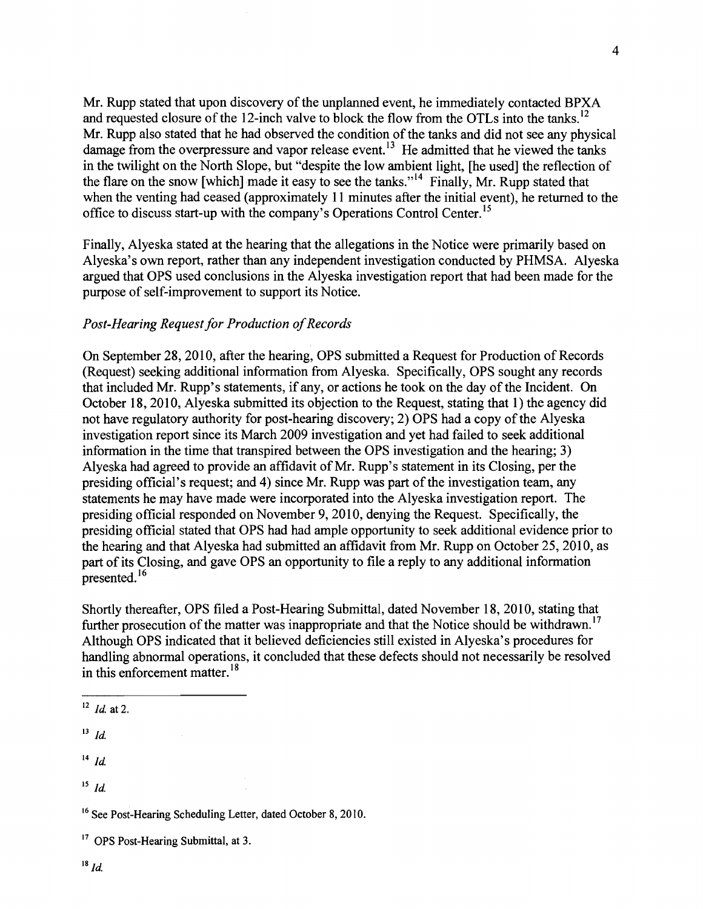Mr. Rupp stated that upon discovery of the unplanned event, he immediately contacted BPXA and requested closure of the 12-inch valve to block the flow from the OTLs into the tanks.[12] Mr. Rupp also stated that he had observed the condition of the tanks and did not see any physical damage from the overpressure and vapor release event.[13] He admitted that he viewed the tanks in the twilight on the North Slope, but "despite the low ambient light, [he used] the reflection of the flare on the snow [which] made it easy to see the tanks."[14] Finally, Mr. Rupp stated that when the venting had ceased (approximately 11 minutes after the initial event), he returned to the office to discuss start-up with the company's Operations Control Center.[15]

Finally, Alyeska stated at the hearing that the allegations in the Notice were primarily based on Alyeska's own report, rather than any independent investigation conducted by PHMSA. Alyeska argued that OPS used conclusions in the Alyeska investigation report that had been made for the purpose of self-improvement to support its Notice.

*Post-Hearing Request for Production of Records*

On September 28, 2010, after the hearing, OPS submitted a Request for Production of Records (Request) seeking additional information from Alyeska. Specifically, OPS sought any records that included Mr. Rupp's statements, if any, or actions he took on the day of the Incident. On October 18, 2010, Alyeska submitted its objection to the Request, stating that 1) the agency did not have regulatory authority for post-hearing discovery; 2) OPS had a copy of the Alyeska investigation report since its March 2009 investigation and yet had failed to seek additional information in the time that transpired between the OPS investigation and the hearing; 3) Alyeska had agreed to provide an affidavit of Mr. Rupp's statement in its Closing, per the presiding official's request; and 4) since Mr. Rupp was part of the investigation team, any statements he may have made were incorporated into the Alyeska investigation report. The presiding official responded on November 9, 2010, denying the Request. Specifically, the presiding official stated that OPS had had ample opportunity to seek additional evidence prior to the hearing and that Alyeska had submitted an affidavit from Mr. Rupp on October 25, 2010, as part of its Closing, and gave OPS an opportunity to file a reply to any additional information presented.[16]

Shortly thereafter, OPS filed a Post-Hearing Submittal, dated November 18, 2010, stating that further prosecution of the matter was inappropriate and that the Notice should be withdrawn.[17] Although OPS indicated that it believed deficiencies still existed in Alyeska's procedures for handling abnormal operations, it concluded that these defects should not necessarily be resolved in this enforcement matter.[18]

---

[12] *Id.* at 2.

[13] *Id.*

[14] *Id.*

[15] *Id.*

[16] See Post-Hearing Scheduling Letter, dated October 8, 2010.

[17] OPS Post-Hearing Submittal, at 3.

[18] *Id.*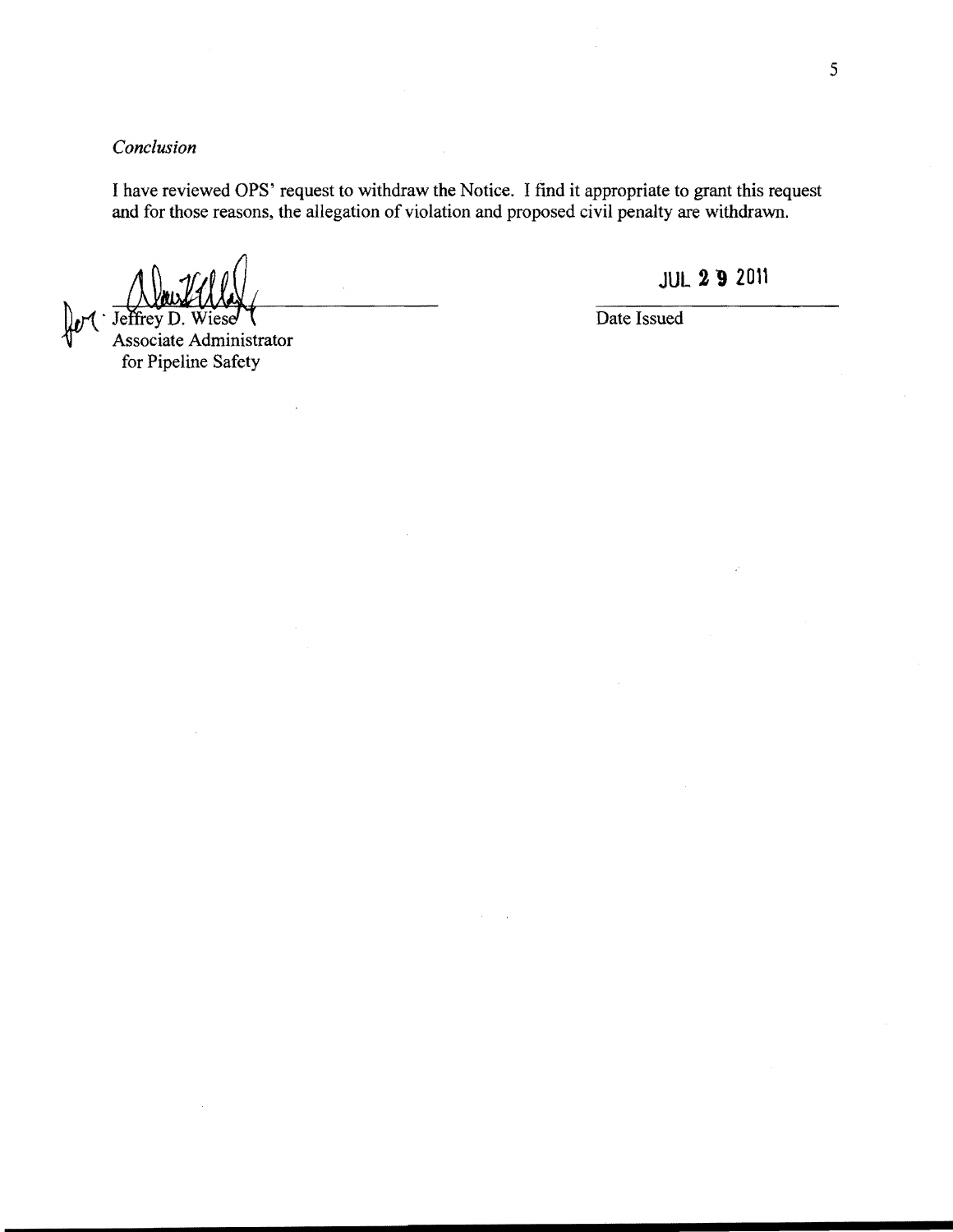*Conclusion*

I have reviewed OPS' request to withdraw the Notice. I find it appropriate to grant this request and for those reasons, the allegation of violation and proposed civil penalty are withdrawn.

for Jeffrey D. Wiese
Associate Administrator
for Pipeline Safety

JUL 29 2011

Date Issued